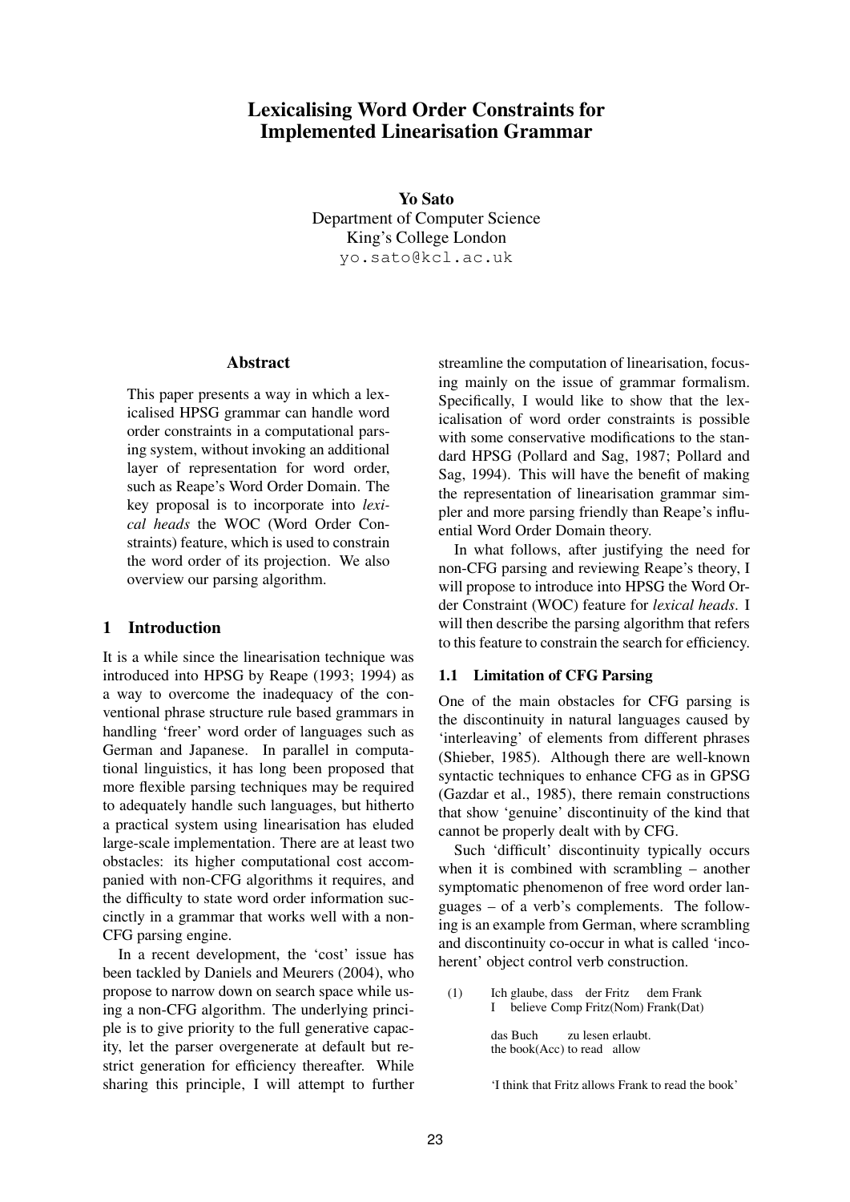# Lexicalising Word Order Constraints for Implemented Linearisation Grammar

**Yo Sato**
Department of Computer Science
King's College London
yo.sato@kcl.ac.uk

## Abstract

This paper presents a way in which a lexicalised HPSG grammar can handle word order constraints in a computational parsing system, without invoking an additional layer of representation for word order, such as Reape's Word Order Domain. The key proposal is to incorporate into *lexical heads* the WOC (Word Order Constraints) feature, which is used to constrain the word order of its projection. We also overview our parsing algorithm.

## 1 Introduction

It is a while since the linearisation technique was introduced into HPSG by Reape (1993; 1994) as a way to overcome the inadequacy of the conventional phrase structure rule based grammars in handling 'freer' word order of languages such as German and Japanese. In parallel in computational linguistics, it has long been proposed that more flexible parsing techniques may be required to adequately handle such languages, but hitherto a practical system using linearisation has eluded large-scale implementation. There are at least two obstacles: its higher computational cost accompanied with non-CFG algorithms it requires, and the difficulty to state word order information succinctly in a grammar that works well with a non-CFG parsing engine.

In a recent development, the 'cost' issue has been tackled by Daniels and Meurers (2004), who propose to narrow down on search space while using a non-CFG algorithm. The underlying principle is to give priority to the full generative capacity, let the parser overgenerate at default but restrict generation for efficiency thereafter. While sharing this principle, I will attempt to further streamline the computation of linearisation, focusing mainly on the issue of grammar formalism. Specifically, I would like to show that the lexicalisation of word order constraints is possible with some conservative modifications to the standard HPSG (Pollard and Sag, 1987; Pollard and Sag, 1994). This will have the benefit of making the representation of linearisation grammar simpler and more parsing friendly than Reape's influential Word Order Domain theory.

In what follows, after justifying the need for non-CFG parsing and reviewing Reape's theory, I will propose to introduce into HPSG the Word Order Constraint (WOC) feature for *lexical heads*. I will then describe the parsing algorithm that refers to this feature to constrain the search for efficiency.

### 1.1 Limitation of CFG Parsing

One of the main obstacles for CFG parsing is the discontinuity in natural languages caused by 'interleaving' of elements from different phrases (Shieber, 1985). Although there are well-known syntactic techniques to enhance CFG as in GPSG (Gazdar et al., 1985), there remain constructions that show 'genuine' discontinuity of the kind that cannot be properly dealt with by CFG.

Such 'difficult' discontinuity typically occurs when it is combined with scrambling – another symptomatic phenomenon of free word order languages – of a verb's complements. The following is an example from German, where scrambling and discontinuity co-occur in what is called 'incoherent' object control verb construction.

(1) Ich glaube, dass der Fritz dem Frank
I believe Comp Fritz(Nom) Frank(Dat)

das Buch zu lesen erlaubt.
the book(Acc) to read allow

'I think that Fritz allows Frank to read the book'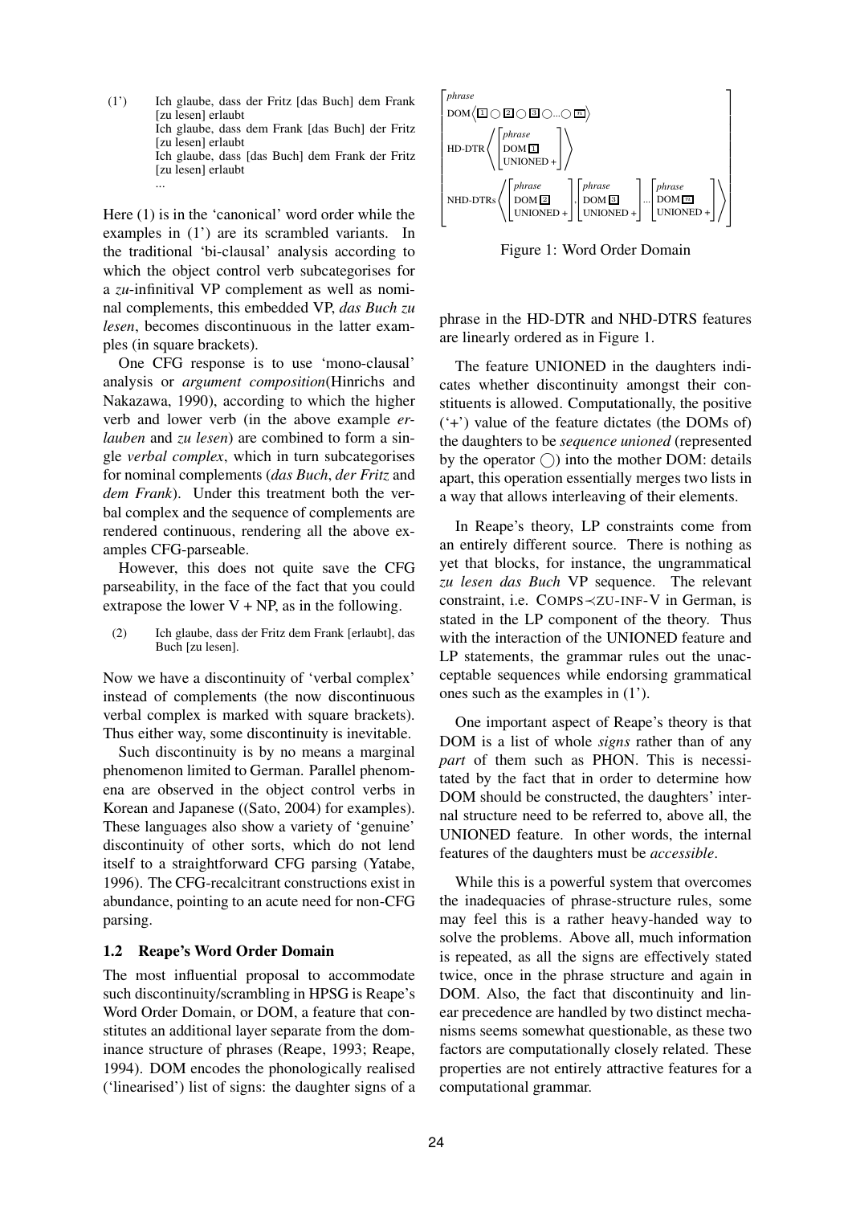(1') Ich glaube, dass der Fritz [das Buch] dem Frank [zu lesen] erlaubt
Ich glaube, dass dem Frank [das Buch] der Fritz [zu lesen] erlaubt
Ich glaube, dass [das Buch] dem Frank der Fritz [zu lesen] erlaubt
...

Here (1) is in the 'canonical' word order while the examples in (1') are its scrambled variants. In the traditional 'bi-clausal' analysis according to which the object control verb subcategorises for a *zu*-infinitival VP complement as well as nominal complements, this embedded VP, *das Buch zu lesen*, becomes discontinuous in the latter examples (in square brackets).

One CFG response is to use 'mono-clausal' analysis or *argument composition*(Hinrichs and Nakazawa, 1990), according to which the higher verb and lower verb (in the above example *erlauben* and *zu lesen*) are combined to form a single *verbal complex*, which in turn subcategorises for nominal complements (*das Buch*, *der Fritz* and *dem Frank*). Under this treatment both the verbal complex and the sequence of complements are rendered continuous, rendering all the above examples CFG-parseable.

However, this does not quite save the CFG parseability, in the face of the fact that you could extrapose the lower V + NP, as in the following.

(2) Ich glaube, dass der Fritz dem Frank [erlaubt], das Buch [zu lesen].

Now we have a discontinuity of 'verbal complex' instead of complements (the now discontinuous verbal complex is marked with square brackets). Thus either way, some discontinuity is inevitable.

Such discontinuity is by no means a marginal phenomenon limited to German. Parallel phenomena are observed in the object control verbs in Korean and Japanese ((Sato, 2004) for examples). These languages also show a variety of 'genuine' discontinuity of other sorts, which do not lend itself to a straightforward CFG parsing (Yatabe, 1996). The CFG-recalcitrant constructions exist in abundance, pointing to an acute need for non-CFG parsing.

### 1.2 Reape's Word Order Domain

The most influential proposal to accommodate such discontinuity/scrambling in HPSG is Reape's Word Order Domain, or DOM, a feature that constitutes an additional layer separate from the dominance structure of phrases (Reape, 1993; Reape, 1994). DOM encodes the phonologically realised ('linearised') list of signs: the daughter signs of a phrase in the HD-DTR and NHD-DTRS features are linearly ordered as in Figure 1.

$$\begin{bmatrix} \textit{phrase} \\ \text{DOM}\left\langle \boxed{1} \bigcirc \boxed{2} \bigcirc \boxed{3} \bigcirc ... \bigcirc \boxed{n} \right\rangle \\ \text{HD-DTR}\left\langle \begin{bmatrix} \textit{phrase} \\ \text{DOM}\ \boxed{1} \\ \text{UNIONED} + \end{bmatrix} \right\rangle \\ \text{NHD-DTRs}\left\langle \begin{bmatrix} \textit{phrase} \\ \text{DOM}\ \boxed{2} \\ \text{UNIONED} + \end{bmatrix}, \begin{bmatrix} \textit{phrase} \\ \text{DOM}\ \boxed{3} \\ \text{UNIONED} + \end{bmatrix} ... \begin{bmatrix} \textit{phrase} \\ \text{DOM}\ \boxed{n} \\ \text{UNIONED} + \end{bmatrix} \right\rangle \end{bmatrix}$$

Figure 1: Word Order Domain

The feature UNIONED in the daughters indicates whether discontinuity amongst their constituents is allowed. Computationally, the positive ('+') value of the feature dictates (the DOMs of) the daughters to be *sequence unioned* (represented by the operator $\bigcirc$) into the mother DOM: details apart, this operation essentially merges two lists in a way that allows interleaving of their elements.

In Reape's theory, LP constraints come from an entirely different source. There is nothing as yet that blocks, for instance, the ungrammatical *zu lesen das Buch* VP sequence. The relevant constraint, i.e. COMPS≺ZU-INF-V in German, is stated in the LP component of the theory. Thus with the interaction of the UNIONED feature and LP statements, the grammar rules out the unacceptable sequences while endorsing grammatical ones such as the examples in (1').

One important aspect of Reape's theory is that DOM is a list of whole *signs* rather than of any *part* of them such as PHON. This is necessitated by the fact that in order to determine how DOM should be constructed, the daughters' internal structure need to be referred to, above all, the UNIONED feature. In other words, the internal features of the daughters must be *accessible*.

While this is a powerful system that overcomes the inadequacies of phrase-structure rules, some may feel this is a rather heavy-handed way to solve the problems. Above all, much information is repeated, as all the signs are effectively stated twice, once in the phrase structure and again in DOM. Also, the fact that discontinuity and linear precedence are handled by two distinct mechanisms seems somewhat questionable, as these two factors are computationally closely related. These properties are not entirely attractive features for a computational grammar.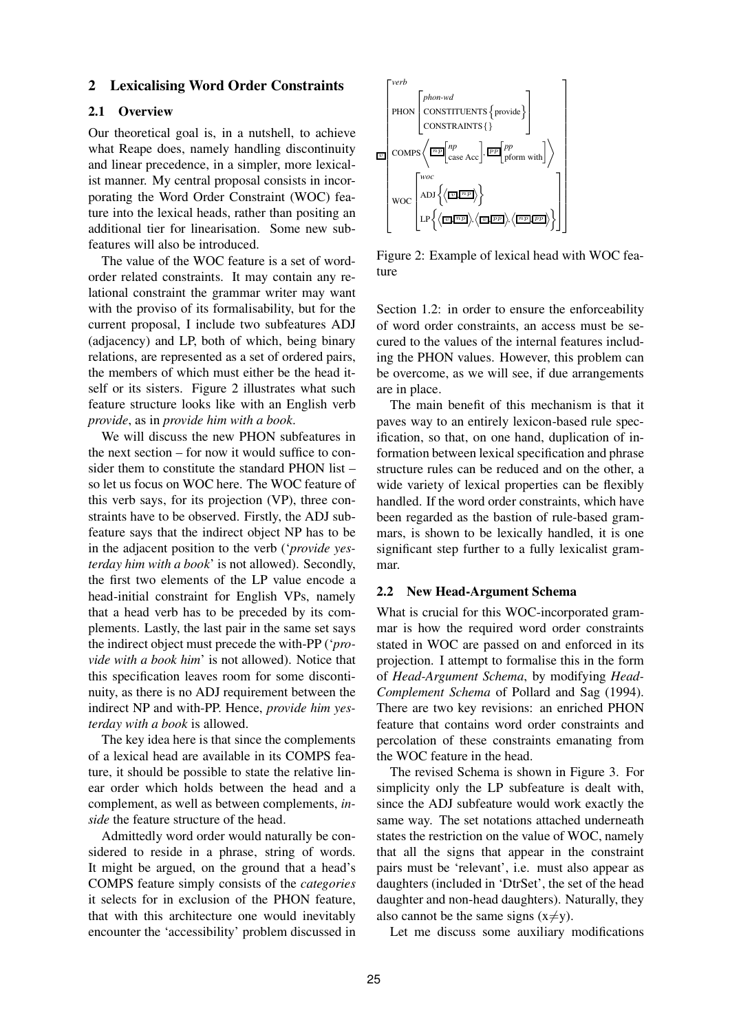## 2 Lexicalising Word Order Constraints

### 2.1 Overview

Our theoretical goal is, in a nutshell, to achieve what Reape does, namely handling discontinuity and linear precedence, in a simpler, more lexicalist manner. My central proposal consists in incorporating the Word Order Constraint (WOC) feature into the lexical heads, rather than positing an additional tier for linearisation. Some new subfeatures will also be introduced.

The value of the WOC feature is a set of word-order related constraints. It may contain any relational constraint the grammar writer may want with the proviso of its formalisability, but for the current proposal, I include two subfeatures ADJ (adjacency) and LP, both of which, being binary relations, are represented as a set of ordered pairs, the members of which must either be the head itself or its sisters. Figure 2 illustrates what such feature structure looks like with an English verb *provide*, as in *provide him with a book*.

$$
\boxed{v}\begin{bmatrix} \textit{verb} \\ \text{PHON} \begin{bmatrix} \textit{phon-wd} \\ \text{CONSTITUENTS}\left\{\text{provide}\right\} \\ \text{CONSTRAINTS}\{\} \end{bmatrix} \\ \text{COMPS}\left\langle \boxed{np}\begin{bmatrix} \textit{np} \\ \text{case Acc} \end{bmatrix}, \boxed{pp}\begin{bmatrix} \textit{pp} \\ \text{pform with} \end{bmatrix} \right\rangle \\ \text{WOC} \begin{bmatrix} \textit{woc} \\ \text{ADJ}\left\{\left\langle \boxed{v}, \boxed{np} \right\rangle\right\} \\ \text{LP}\left\{\left\langle \boxed{v}, \boxed{np} \right\rangle, \left\langle \boxed{v}, \boxed{pp} \right\rangle, \left\langle \boxed{np}, \boxed{pp} \right\rangle\right\} \end{bmatrix} \end{bmatrix}
$$

Figure 2: Example of lexical head with WOC feature

We will discuss the new PHON subfeatures in the next section – for now it would suffice to consider them to constitute the standard PHON list – so let us focus on WOC here. The WOC feature of this verb says, for its projection (VP), three constraints have to be observed. Firstly, the ADJ subfeature says that the indirect object NP has to be in the adjacent position to the verb ('*provide yesterday him with a book*' is not allowed). Secondly, the first two elements of the LP value encode a head-initial constraint for English VPs, namely that a head verb has to be preceded by its complements. Lastly, the last pair in the same set says the indirect object must precede the with-PP ('*provide with a book him*' is not allowed). Notice that this specification leaves room for some discontinuity, as there is no ADJ requirement between the indirect NP and with-PP. Hence, *provide him yesterday with a book* is allowed.

The key idea here is that since the complements of a lexical head are available in its COMPS feature, it should be possible to state the relative linear order which holds between the head and a complement, as well as between complements, *inside* the feature structure of the head.

Admittedly word order would naturally be considered to reside in a phrase, string of words. It might be argued, on the ground that a head's COMPS feature simply consists of the *categories* it selects for in exclusion of the PHON feature, that with this architecture one would inevitably encounter the 'accessibility' problem discussed in Section 1.2: in order to ensure the enforceability of word order constraints, an access must be secured to the values of the internal features including the PHON values. However, this problem can be overcome, as we will see, if due arrangements are in place.

The main benefit of this mechanism is that it paves way to an entirely lexicon-based rule specification, so that, on one hand, duplication of information between lexical specification and phrase structure rules can be reduced and on the other, a wide variety of lexical properties can be flexibly handled. If the word order constraints, which have been regarded as the bastion of rule-based grammars, is shown to be lexically handled, it is one significant step further to a fully lexicalist grammar.

### 2.2 New Head-Argument Schema

What is crucial for this WOC-incorporated grammar is how the required word order constraints stated in WOC are passed on and enforced in its projection. I attempt to formalise this in the form of *Head-Argument Schema*, by modifying *Head-Complement Schema* of Pollard and Sag (1994). There are two key revisions: an enriched PHON feature that contains word order constraints and percolation of these constraints emanating from the WOC feature in the head.

The revised Schema is shown in Figure 3. For simplicity only the LP subfeature is dealt with, since the ADJ subfeature would work exactly the same way. The set notations attached underneath states the restriction on the value of WOC, namely that all the signs that appear in the constraint pairs must be 'relevant', i.e. must also appear as daughters (included in 'DtrSet', the set of the head daughter and non-head daughters). Naturally, they also cannot be the same signs ($x \neq y$).

Let me discuss some auxiliary modifications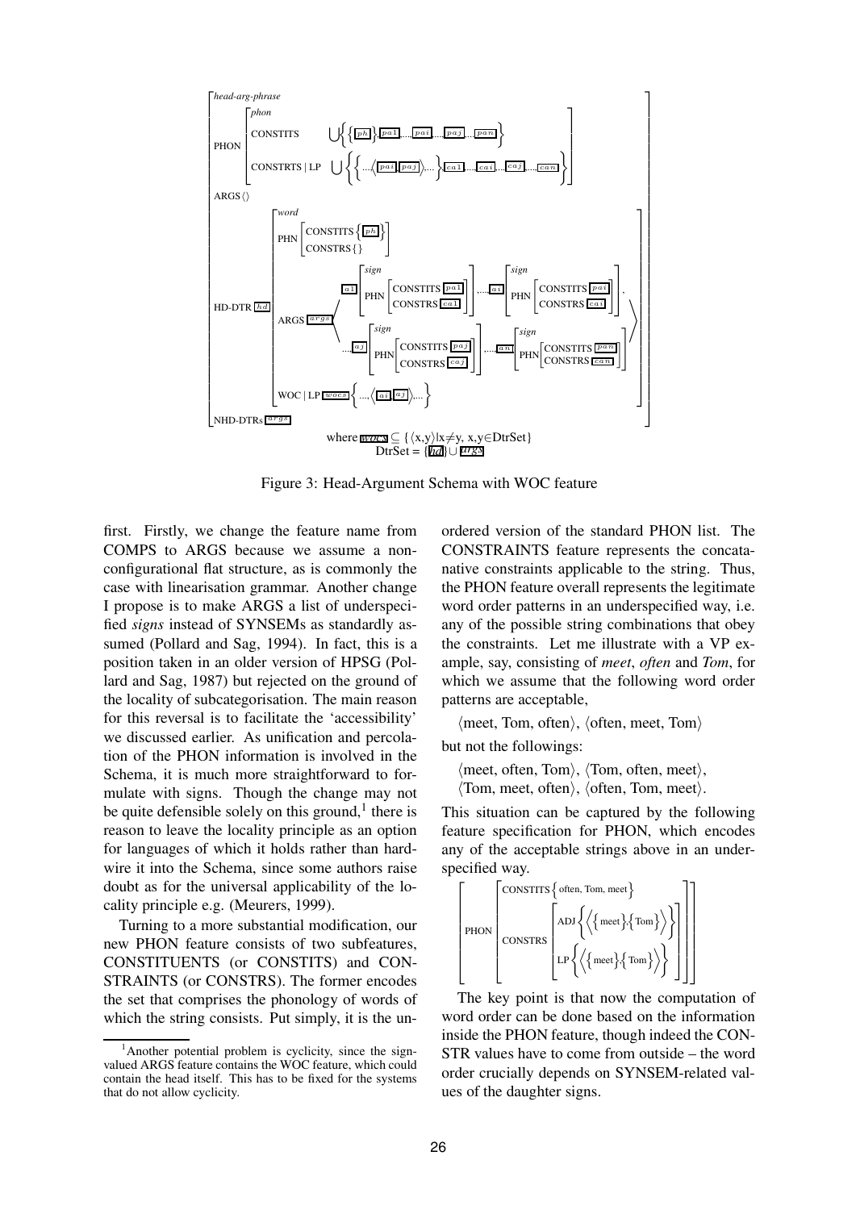$$
\left[\begin{array}{l}
\textit{head-arg-phrase} \\
\text{PHON}\left[\begin{array}{l}
\textit{phon} \\
\text{CONSTITS} \quad \bigcup\left\{\left\{\boxed{ph}\right\},\boxed{pa1},...,\boxed{pai},...,\boxed{paj},...,\boxed{pan}\right\} \\
\text{CONSTRTS} \mid \text{LP} \quad \bigcup\left\{\left\{...\left\langle\boxed{pai},\boxed{paj}\right\rangle,...\right\},\boxed{ca1},...,\boxed{cai},...,\boxed{caj},...,\boxed{can}\right\}
\end{array}\right] \\
\text{ARGS}\langle\rangle \\
\text{HD-DTR}\ \boxed{hd}\left[\begin{array}{l}
\textit{word} \\
\text{PHN}\left[\begin{array}{l}\text{CONSTITS}\left\{\boxed{ph}\right\} \\ \text{CONSTRS}\{\}\end{array}\right] \\
\text{ARGS}\ \boxed{args}\left\langle\begin{array}{l}
\boxed{a1}\left[\begin{array}{l}\textit{sign}\\ \text{PHN}\left[\begin{array}{l}\text{CONSTITS}\ \boxed{pa1}\\ \text{CONSTRS}\ \boxed{ca1}\end{array}\right]\end{array}\right],...,\boxed{ai}\left[\begin{array}{l}\textit{sign}\\ \text{PHN}\left[\begin{array}{l}\text{CONSTITS}\ \boxed{pai}\\ \text{CONSTRS}\ \boxed{cai}\end{array}\right]\end{array}\right], \\
...\boxed{aj}\left[\begin{array}{l}\textit{sign}\\ \text{PHN}\left[\begin{array}{l}\text{CONSTITS}\ \boxed{paj}\\ \text{CONSTRS}\ \boxed{caj}\end{array}\right]\end{array}\right],...,\boxed{an}\left[\begin{array}{l}\textit{sign}\\ \text{PHN}\left[\begin{array}{l}\text{CONSTITS}\ \boxed{pan}\\ \text{CONSTRS}\ \boxed{can}\end{array}\right]\end{array}\right]
\end{array}\right\rangle \\
\text{WOC} \mid \text{LP}\ \boxed{wocs}\left\{...,\left\langle\boxed{ai},\boxed{aj}\right\rangle,...\right\}
\end{array}\right] \\
\text{NHD-DTRs}\ \boxed{args}
\end{array}\right]
$$

where $\boxed{wocs} \subseteq \{\langle x,y\rangle | x \neq y,\ x,y \in \text{DtrSet}\}$
DtrSet = $\{\boxed{hd}\} \cup \boxed{args}$

Figure 3: Head-Argument Schema with WOC feature

first. Firstly, we change the feature name from COMPS to ARGS because we assume a non-configurational flat structure, as is commonly the case with linearisation grammar. Another change I propose is to make ARGS a list of underspecified *signs* instead of SYNSEMs as standardly assumed (Pollard and Sag, 1994). In fact, this is a position taken in an older version of HPSG (Pollard and Sag, 1987) but rejected on the ground of the locality of subcategorisation. The main reason for this reversal is to facilitate the 'accessibility' we discussed earlier. As unification and percolation of the PHON information is involved in the Schema, it is much more straightforward to formulate with signs. Though the change may not be quite defensible solely on this ground,[1] there is reason to leave the locality principle as an option for languages of which it holds rather than hardwire it into the Schema, since some authors raise doubt as for the universal applicability of the locality principle e.g. (Meurers, 1999).

Turning to a more substantial modification, our new PHON feature consists of two subfeatures, CONSTITUENTS (or CONSTITS) and CONSTRAINTS (or CONSTRS). The former encodes the set that comprises the phonology of words of which the string consists. Put simply, it is the unordered version of the standard PHON list. The CONSTRAINTS feature represents the concatanative constraints applicable to the string. Thus, the PHON feature overall represents the legitimate word order patterns in an underspecified way, i.e. any of the possible string combinations that obey the constraints. Let me illustrate with a VP example, say, consisting of *meet*, *often* and *Tom*, for which we assume that the following word order patterns are acceptable,

⟨meet, Tom, often⟩, ⟨often, meet, Tom⟩

but not the followings:

⟨meet, often, Tom⟩, ⟨Tom, often, meet⟩,
⟨Tom, meet, often⟩, ⟨often, Tom, meet⟩.

This situation can be captured by the following feature specification for PHON, which encodes any of the acceptable strings above in an underspecified way.

$$
\left[\text{PHON}\left[\begin{array}{l}
\text{CONSTITS}\left\{\text{often, Tom, meet}\right\} \\
\text{CONSTRS}\left[\begin{array}{l}
\text{ADJ}\left\{\left\langle\left\{\text{meet}\right\},\left\{\text{Tom}\right\}\right\rangle\right\} \\
\text{LP}\left\{\left\langle\left\{\text{meet}\right\},\left\{\text{Tom}\right\}\right\rangle\right\}
\end{array}\right]
\end{array}\right]\right]
$$

The key point is that now the computation of word order can be done based on the information inside the PHON feature, though indeed the CONSTR values have to come from outside – the word order crucially depends on SYNSEM-related values of the daughter signs.

[1] Another potential problem is cyclicity, since the sign-valued ARGS feature contains the WOC feature, which could contain the head itself. This has to be fixed for the systems that do not allow cyclicity.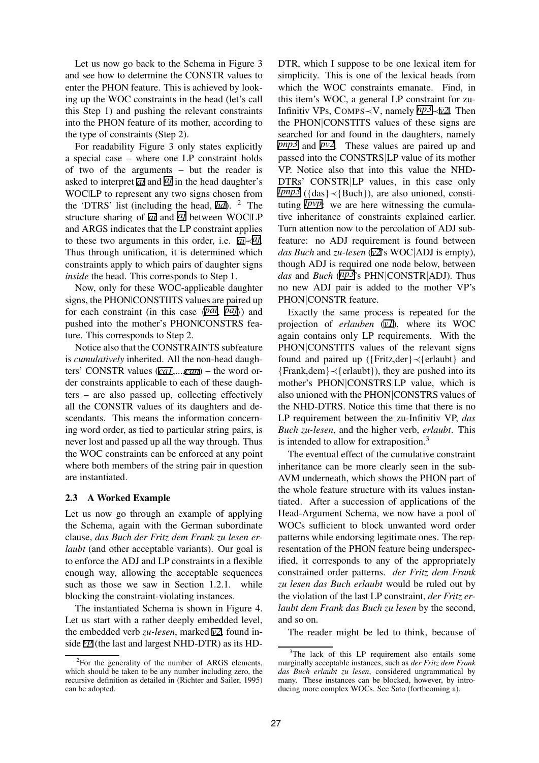Let us now go back to the Schema in Figure 3 and see how to determine the CONSTR values to enter the PHON feature. This is achieved by looking up the WOC constraints in the head (let's call this Step 1) and pushing the relevant constraints into the PHON feature of its mother, according to the type of constraints (Step 2).

For readability Figure 3 only states explicitly a special case – where one LP constraint holds of two of the arguments – but the reader is asked to interpret *ai* and *aj* in the head daughter's WOC|LP to represent any two signs chosen from the 'DTRS' list (including the head, *hd*). [2] The structure sharing of *ai* and *aj* between WOC|LP and ARGS indicates that the LP constraint applies to these two arguments in this order, i.e. $ai \prec aj$. Thus through unification, it is determined which constraints apply to which pairs of daughter signs *inside* the head. This corresponds to Step 1.

Now, only for these WOC-applicable daughter signs, the PHON|CONSTIITS values are paired up for each constraint (in this case ⟨*pai*, *paj*⟩) and pushed into the mother's PHON|CONSTRS feature. This corresponds to Step 2.

Notice also that the CONSTRAINTS subfeature is *cumulatively* inherited. All the non-head daughters' CONSTR values (*ca1*,...,*can*) – the word order constraints applicable to each of these daughters – are also passed up, collecting effectively all the CONSTR values of its daughters and descendants. This means the information concerning word order, as tied to particular string pairs, is never lost and passed up all the way through. Thus the WOC constraints can be enforced at any point where both members of the string pair in question are instantiated.

### 2.3 A Worked Example

Let us now go through an example of applying the Schema, again with the German subordinate clause, *das Buch der Fritz dem Frank zu lesen erlaubt* (and other acceptable variants). Our goal is to enforce the ADJ and LP constraints in a flexible enough way, allowing the acceptable sequences such as those we saw in Section 1.2.1. while blocking the constraint-violating instances.

The instantiated Schema is shown in Figure 4. Let us start with a rather deeply embedded level, the embedded verb *zu-lesen*, marked *v2*, found inside *vp* (the last and largest NHD-DTR) as its HD-DTR, which I suppose to be one lexical item for simplicity. This is one of the lexical heads from which the WOC constraints emanate. Find, in this item's WOC, a general LP constraint for zu-Infinitiv VPs, COMPS≺V, namely *np3*≺*v2*. Then the PHON|CONSTITS values of these signs are searched for and found in the daughters, namely *pnp3* and *pv2*. These values are paired up and passed into the CONSTRS|LP value of its mother VP. Notice also that into this value the NHD-DTRs' CONSTR|LP values, in this case only *lpnp3* ({das}≺{Buch}), are also unioned, constituting *lpvp*: we are here witnessing the cumulative inheritance of constraints explained earlier. Turn attention now to the percolation of ADJ subfeature: no ADJ requirement is found between *das Buch* and *zu-lesen* (*v2*'s WOC|ADJ is empty), though ADJ is required one node below, between *das* and *Buch* (*np3*'s PHN|CONSTR|ADJ). Thus no new ADJ pair is added to the mother VP's PHON|CONSTR feature.

Exactly the same process is repeated for the projection of *erlauben* (*v1*), where its WOC again contains only LP requirements. With the PHON|CONSTITS values of the relevant signs found and paired up ({Fritz,der}≺{erlaubt} and {Frank,dem}≺{erlaubt}), they are pushed into its mother's PHON|CONSTRS|LP value, which is also unioned with the PHON|CONSTRS values of the NHD-DTRS. Notice this time that there is no LP requirement between the zu-Infinitiv VP, *das Buch zu-lesen*, and the higher verb, *erlaubt*. This is intended to allow for extraposition.[3]

The eventual effect of the cumulative constraint inheritance can be more clearly seen in the sub-AVM underneath, which shows the PHON part of the whole feature structure with its values instantiated. After a succession of applications of the Head-Argument Schema, we now have a pool of WOCs sufficient to block unwanted word order patterns while endorsing legitimate ones. The representation of the PHON feature being underspecified, it corresponds to any of the appropriately constrained order patterns. *der Fritz dem Frank zu lesen das Buch erlaubt* would be ruled out by the violation of the last LP constraint, *der Fritz erlaubt dem Frank das Buch zu lesen* by the second, and so on.

The reader might be led to think, because of

[2] For the generality of the number of ARGS elements, which should be taken to be any number including zero, the recursive definition as detailed in (Richter and Sailer, 1995) can be adopted.

[3] The lack of this LP requirement also entails some marginally acceptable instances, such as *der Fritz dem Frank das Buch erlaubt zu lesen*, considered ungrammatical by many. These instances can be blocked, however, by introducing more complex WOCs. See Sato (forthcoming a).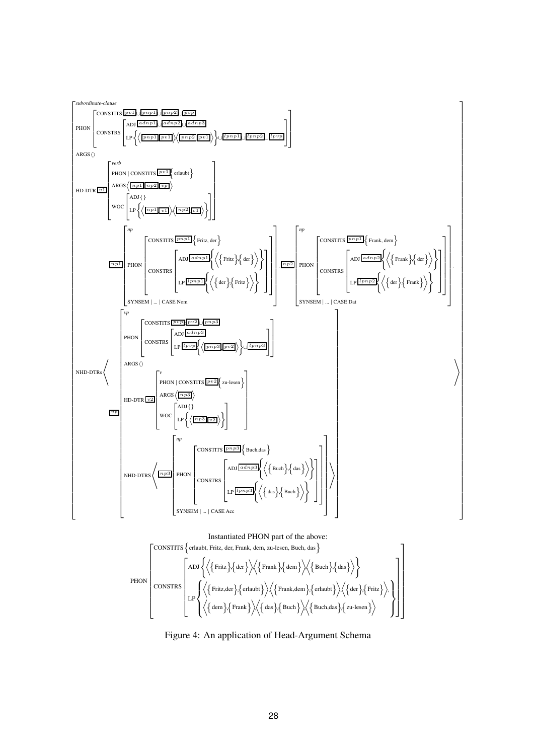$$
\begin{bmatrix}
\textit{subordinate-clause} \\
\text{PHON} \begin{bmatrix}
\text{CONSTITS } \boxed{pv1} \sqcup \boxed{pnp1} \sqcup \boxed{pnp2} \sqcup \boxed{pvp} \\
\text{CONSTRS} \begin{bmatrix}
\text{ADJ } \boxed{adnp1} \sqcup \boxed{adnp2} \sqcup \boxed{adnp3} \\
\text{LP} \left\{ \left\langle \boxed{pnp1}, \boxed{pv1} \right\rangle, \left\langle \boxed{pnp2}, \boxed{pv1} \right\rangle \right\} \sqcup \boxed{lpnp1} \sqcup \boxed{lpnp2} \sqcup \boxed{lpvp}
\end{bmatrix}
\end{bmatrix} \\
\text{ARGS} \langle\rangle \\
\text{HD-DTR } \boxed{v1} \begin{bmatrix}
\textit{verb} \\
\text{PHON} \mid \text{CONSTITS } \boxed{pv1} \left\{ \text{erlaubt} \right\} \\
\text{ARGS} \left\langle \boxed{np1}, \boxed{np2}, \boxed{vp} \right\rangle \\
\text{WOC} \begin{bmatrix}
\text{ADJ} \{\} \\
\text{LP} \left\{ \left\langle \boxed{np1}, \boxed{v1} \right\rangle, \left\langle \boxed{np2}, \boxed{v1} \right\rangle \right\}
\end{bmatrix}
\end{bmatrix} \\
\text{NHD-DTRs} \left\langle
\boxed{np1} \begin{bmatrix}
\textit{np} \\
\text{PHON} \begin{bmatrix}
\text{CONSTITS } \boxed{pnp1} \left\{ \text{Fritz, der} \right\} \\
\text{CONSTRS} \begin{bmatrix}
\text{ADJ } \boxed{adnp1} \left\{ \left\langle \left\{ \text{Fritz} \right\}, \left\{ \text{der} \right\} \right\rangle \right\} \\
\text{LP } \boxed{lpnp1} \left\{ \left\langle \left\{ \text{der} \right\}, \left\{ \text{Fritz} \right\} \right\rangle \right\}
\end{bmatrix}
\end{bmatrix} \\
\text{SYNSEM} \mid ... \mid \text{CASE Nom}
\end{bmatrix},
\boxed{np2} \begin{bmatrix}
\textit{np} \\
\text{PHON} \begin{bmatrix}
\text{CONSTITS } \boxed{pnp1} \left\{ \text{Frank, dem} \right\} \\
\text{CONSTRS} \begin{bmatrix}
\text{ADJ } \boxed{adnp2} \left\{ \left\langle \left\{ \text{Frank} \right\}, \left\{ \text{der} \right\} \right\rangle \right\} \\
\text{LP } \boxed{lpnp2} \left\{ \left\langle \left\{ \text{der} \right\}, \left\{ \text{Frank} \right\} \right\rangle \right\}
\end{bmatrix}
\end{bmatrix} \\
\text{SYNSEM} \mid ... \mid \text{CASE Dat}
\end{bmatrix},
\boxed{vp} \begin{bmatrix}
\textit{vp} \\
\text{PHON} \begin{bmatrix}
\text{CONSTITS } \boxed{pvp} \boxed{pv2} \sqcup \boxed{pnp3} \\
\text{CONSTRS} \begin{bmatrix}
\text{ADJ } \boxed{adnp3} \\
\text{LP } \boxed{lpvp} \left\{ \left\langle \boxed{pnp3}, \boxed{pv2} \right\rangle \right\} \sqcup \boxed{lpnp3}
\end{bmatrix}
\end{bmatrix} \\
\text{ARGS} \langle\rangle \\
\text{HD-DTR } \boxed{v2} \begin{bmatrix}
\textit{v} \\
\text{PHON} \mid \text{CONSTITS } \boxed{pv2} \left\{ \text{zu-lesen} \right\} \\
\text{ARGS} \left\langle \boxed{np3} \right\rangle \\
\text{WOC} \begin{bmatrix}
\text{ADJ} \{\} \\
\text{LP} \left\{ \left\langle \boxed{np3}, \boxed{v2} \right\rangle \right\}
\end{bmatrix}
\end{bmatrix} \\
\text{NHD-DTRS} \left\langle \boxed{np3} \begin{bmatrix}
\textit{np} \\
\text{PHON} \begin{bmatrix}
\text{CONSTITS } \boxed{pnp3} \left\{ \text{Buch,das} \right\} \\
\text{CONSTRS} \begin{bmatrix}
\text{ADJ } \boxed{adnp3} \left\{ \left\langle \left\{ \text{Buch} \right\}, \left\{ \text{das} \right\} \right\rangle \right\} \\
\text{LP } \boxed{lpnp3} \left\{ \left\langle \left\{ \text{das} \right\}, \left\{ \text{Buch} \right\} \right\rangle \right\}
\end{bmatrix}
\end{bmatrix} \\
\text{SYNSEM} \mid ... \mid \text{CASE Acc}
\end{bmatrix} \right\rangle
\end{bmatrix}
\right\rangle
\end{bmatrix}
$$

Instantiated PHON part of the above:

$$
\text{PHON} \begin{bmatrix}
\text{CONSTITS} \left\{ \text{erlaubt, Fritz, der, Frank, dem, zu-lesen, Buch, das} \right\} \\
\text{CONSTRS} \begin{bmatrix}
\text{ADJ} \left\{ \left\langle \left\{ \text{Fritz} \right\}, \left\{ \text{der} \right\} \right\rangle, \left\langle \left\{ \text{Frank} \right\}, \left\{ \text{dem} \right\} \right\rangle, \left\langle \left\{ \text{Buch} \right\}, \left\{ \text{das} \right\} \right\rangle \right\} \\
\text{LP} \left\{ \begin{array}{l}
\left\langle \left\{ \text{Fritz,der} \right\}, \left\{ \text{erlaubt} \right\} \right\rangle, \left\langle \left\{ \text{Frank,dem} \right\}, \left\{ \text{erlaubt} \right\} \right\rangle, \left\langle \left\{ \text{der} \right\}, \left\{ \text{Fritz} \right\} \right\rangle, \\
\left\langle \left\{ \text{dem} \right\}, \left\{ \text{Frank} \right\} \right\rangle, \left\langle \left\{ \text{das} \right\}, \left\{ \text{Buch} \right\} \right\rangle, \left\langle \left\{ \text{Buch,das} \right\}, \left\{ \text{zu-lesen} \right\} \right\rangle
\end{array} \right\}
\end{bmatrix}
\end{bmatrix}
$$

Figure 4: An application of Head-Argument Schema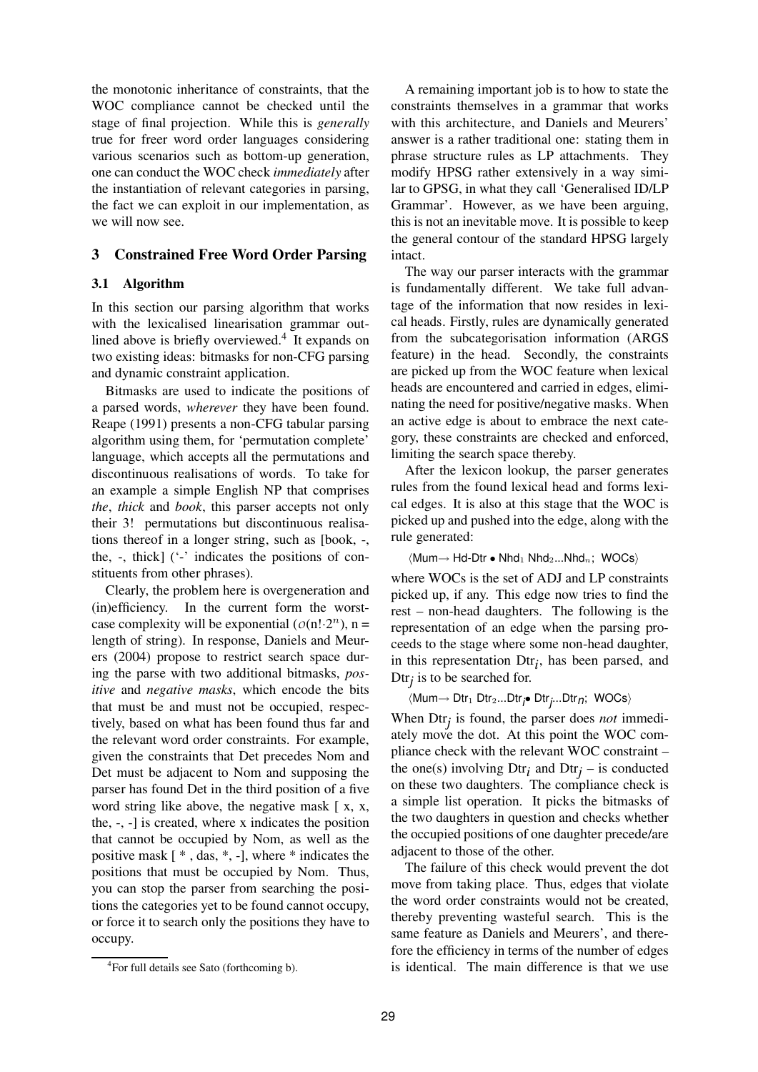the monotonic inheritance of constraints, that the WOC compliance cannot be checked until the stage of final projection. While this is *generally* true for freer word order languages considering various scenarios such as bottom-up generation, one can conduct the WOC check *immediately* after the instantiation of relevant categories in parsing, the fact we can exploit in our implementation, as we will now see.

## 3 Constrained Free Word Order Parsing

### 3.1 Algorithm

In this section our parsing algorithm that works with the lexicalised linearisation grammar outlined above is briefly overviewed.[4] It expands on two existing ideas: bitmasks for non-CFG parsing and dynamic constraint application.

Bitmasks are used to indicate the positions of a parsed words, *wherever* they have been found. Reape (1991) presents a non-CFG tabular parsing algorithm using them, for 'permutation complete' language, which accepts all the permutations and discontinuous realisations of words. To take for an example a simple English NP that comprises *the*, *thick* and *book*, this parser accepts not only their 3! permutations but discontinuous realisations thereof in a longer string, such as [book, -, the, -, thick] ('-' indicates the positions of constituents from other phrases).

Clearly, the problem here is overgeneration and (in)efficiency. In the current form the worst-case complexity will be exponential ($\mathcal{O}(n! \cdot 2^n)$, n = length of string). In response, Daniels and Meurers (2004) propose to restrict search space during the parse with two additional bitmasks, *positive* and *negative masks*, which encode the bits that must be and must not be occupied, respectively, based on what has been found thus far and the relevant word order constraints. For example, given the constraints that Det precedes Nom and Det must be adjacent to Nom and supposing the parser has found Det in the third position of a five word string like above, the negative mask [ x, x, the, -, -] is created, where x indicates the position that cannot be occupied by Nom, as well as the positive mask [ * , das, *, -], where * indicates the positions that must be occupied by Nom. Thus, you can stop the parser from searching the positions the categories yet to be found cannot occupy, or force it to search only the positions they have to occupy.

A remaining important job is to how to state the constraints themselves in a grammar that works with this architecture, and Daniels and Meurers' answer is a rather traditional one: stating them in phrase structure rules as LP attachments. They modify HPSG rather extensively in a way similar to GPSG, in what they call 'Generalised ID/LP Grammar'. However, as we have been arguing, this is not an inevitable move. It is possible to keep the general contour of the standard HPSG largely intact.

The way our parser interacts with the grammar is fundamentally different. We take full advantage of the information that now resides in lexical heads. Firstly, rules are dynamically generated from the subcategorisation information (ARGS feature) in the head. Secondly, the constraints are picked up from the WOC feature when lexical heads are encountered and carried in edges, eliminating the need for positive/negative masks. When an active edge is about to embrace the next category, these constraints are checked and enforced, limiting the search space thereby.

After the lexicon lookup, the parser generates rules from the found lexical head and forms lexical edges. It is also at this stage that the WOC is picked up and pushed into the edge, along with the rule generated:

$\langle$Mum$\rightarrow$ Hd-Dtr $\bullet$ Nhd$_1$ Nhd$_2$...Nhd$_n$; WOCs$\rangle$

where WOCs is the set of ADJ and LP constraints picked up, if any. This edge now tries to find the rest – non-head daughters. The following is the representation of an edge when the parsing proceeds to the stage where some non-head daughter, in this representation Dtr$_i$, has been parsed, and Dtr$_j$ is to be searched for.

$\langle$Mum$\rightarrow$ Dtr$_1$ Dtr$_2$...Dtr$_i$$\bullet$ Dtr$_j$...Dtr$_n$; WOCs$\rangle$

When Dtr$_j$ is found, the parser does *not* immediately move the dot. At this point the WOC compliance check with the relevant WOC constraint – the one(s) involving Dtr$_i$ and Dtr$_j$ – is conducted on these two daughters. The compliance check is a simple list operation. It picks the bitmasks of the two daughters in question and checks whether the occupied positions of one daughter precede/are adjacent to those of the other.

The failure of this check would prevent the dot move from taking place. Thus, edges that violate the word order constraints would not be created, thereby preventing wasteful search. This is the same feature as Daniels and Meurers', and therefore the efficiency in terms of the number of edges is identical. The main difference is that we use

[4] For full details see Sato (forthcoming b).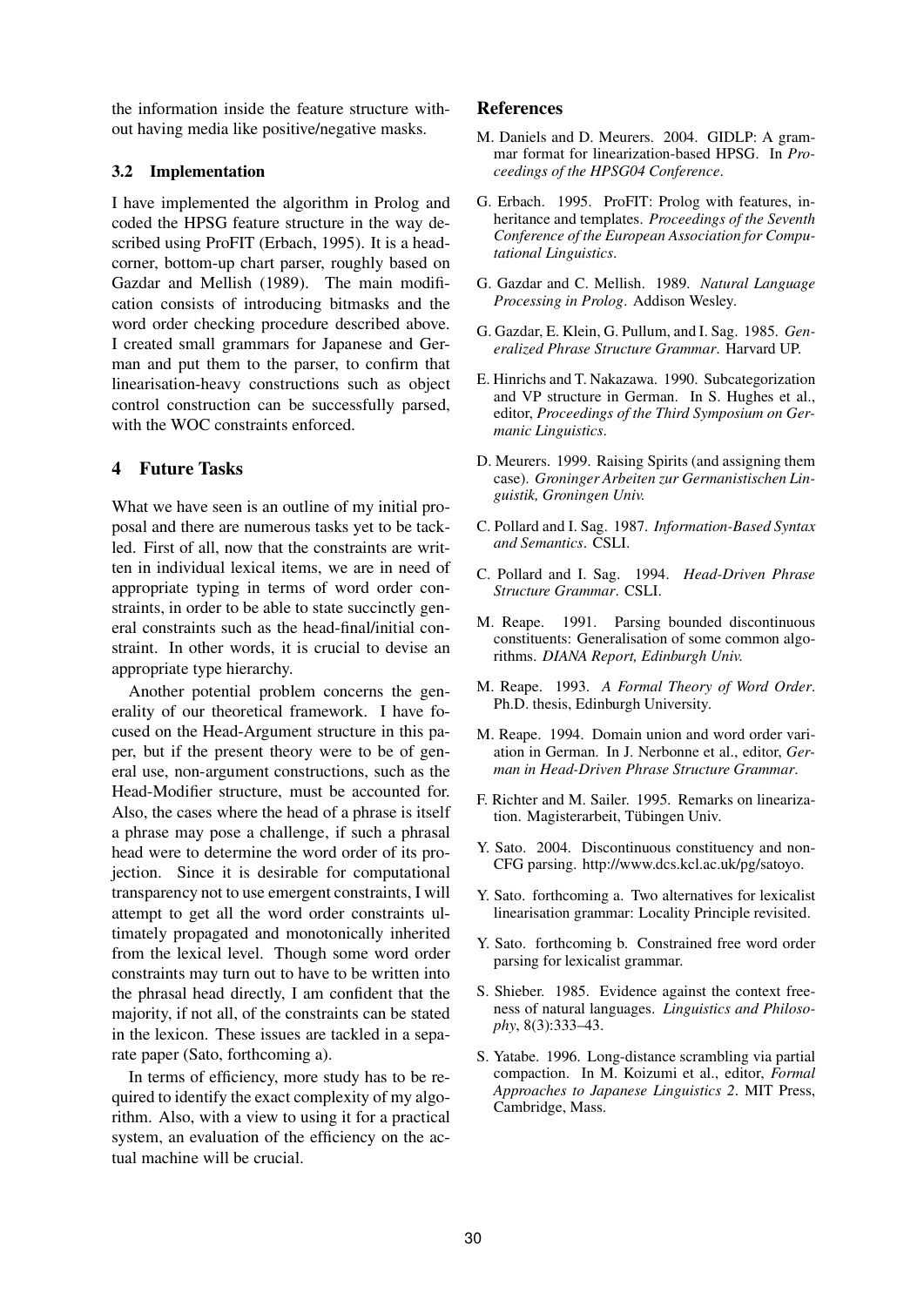the information inside the feature structure without having media like positive/negative masks.

### 3.2 Implementation

I have implemented the algorithm in Prolog and coded the HPSG feature structure in the way described using ProFIT (Erbach, 1995). It is a head-corner, bottom-up chart parser, roughly based on Gazdar and Mellish (1989). The main modification consists of introducing bitmasks and the word order checking procedure described above. I created small grammars for Japanese and German and put them to the parser, to confirm that linearisation-heavy constructions such as object control construction can be successfully parsed, with the WOC constraints enforced.

## 4 Future Tasks

What we have seen is an outline of my initial proposal and there are numerous tasks yet to be tackled. First of all, now that the constraints are written in individual lexical items, we are in need of appropriate typing in terms of word order constraints, in order to be able to state succinctly general constraints such as the head-final/initial constraint. In other words, it is crucial to devise an appropriate type hierarchy.

Another potential problem concerns the generality of our theoretical framework. I have focused on the Head-Argument structure in this paper, but if the present theory were to be of general use, non-argument constructions, such as the Head-Modifier structure, must be accounted for. Also, the cases where the head of a phrase is itself a phrase may pose a challenge, if such a phrasal head were to determine the word order of its projection. Since it is desirable for computational transparency not to use emergent constraints, I will attempt to get all the word order constraints ultimately propagated and monotonically inherited from the lexical level. Though some word order constraints may turn out to have to be written into the phrasal head directly, I am confident that the majority, if not all, of the constraints can be stated in the lexicon. These issues are tackled in a separate paper (Sato, forthcoming a).

In terms of efficiency, more study has to be required to identify the exact complexity of my algorithm. Also, with a view to using it for a practical system, an evaluation of the efficiency on the actual machine will be crucial.

## References

M. Daniels and D. Meurers. 2004. GIDLP: A grammar format for linearization-based HPSG. In *Proceedings of the HPSG04 Conference*.

G. Erbach. 1995. ProFIT: Prolog with features, inheritance and templates. *Proceedings of the Seventh Conference of the European Association for Computational Linguistics*.

G. Gazdar and C. Mellish. 1989. *Natural Language Processing in Prolog*. Addison Wesley.

G. Gazdar, E. Klein, G. Pullum, and I. Sag. 1985. *Generalized Phrase Structure Grammar*. Harvard UP.

E. Hinrichs and T. Nakazawa. 1990. Subcategorization and VP structure in German. In S. Hughes et al., editor, *Proceedings of the Third Symposium on Germanic Linguistics*.

D. Meurers. 1999. Raising Spirits (and assigning them case). *Groninger Arbeiten zur Germanistischen Linguistik, Groningen Univ.*

C. Pollard and I. Sag. 1987. *Information-Based Syntax and Semantics*. CSLI.

C. Pollard and I. Sag. 1994. *Head-Driven Phrase Structure Grammar*. CSLI.

M. Reape. 1991. Parsing bounded discontinuous constituents: Generalisation of some common algorithms. *DIANA Report, Edinburgh Univ.*

M. Reape. 1993. *A Formal Theory of Word Order*. Ph.D. thesis, Edinburgh University.

M. Reape. 1994. Domain union and word order variation in German. In J. Nerbonne et al., editor, *German in Head-Driven Phrase Structure Grammar*.

F. Richter and M. Sailer. 1995. Remarks on linearization. Magisterarbeit, Tübingen Univ.

Y. Sato. 2004. Discontinuous constituency and non-CFG parsing. http://www.dcs.kcl.ac.uk/pg/satoyo.

Y. Sato. forthcoming a. Two alternatives for lexicalist linearisation grammar: Locality Principle revisited.

Y. Sato. forthcoming b. Constrained free word order parsing for lexicalist grammar.

S. Shieber. 1985. Evidence against the context freeness of natural languages. *Linguistics and Philosophy*, 8(3):333–43.

S. Yatabe. 1996. Long-distance scrambling via partial compaction. In M. Koizumi et al., editor, *Formal Approaches to Japanese Linguistics 2*. MIT Press, Cambridge, Mass.